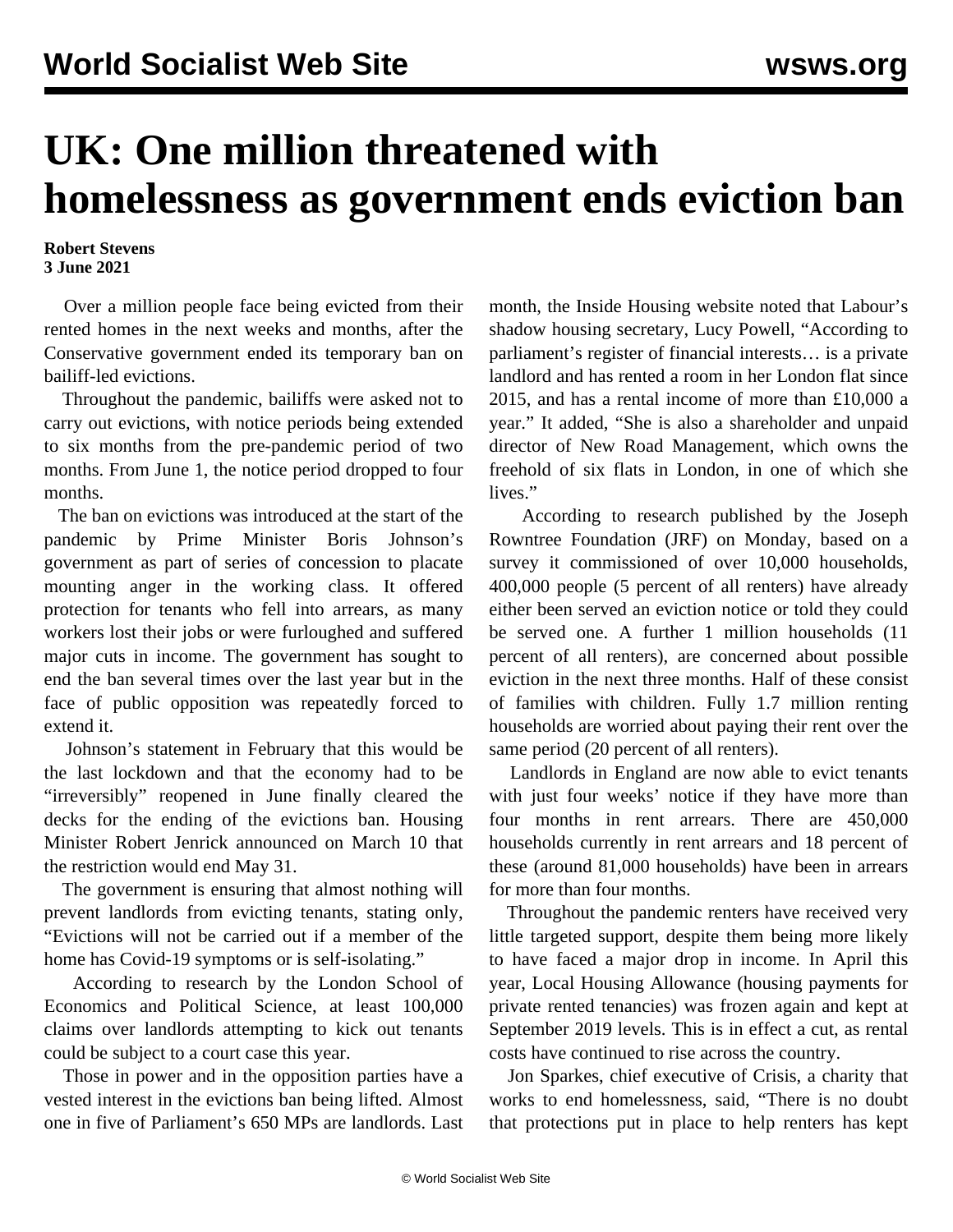# UK: One million threatened with homelessness as government ends eviction ban

**Robert Stevens**
**3 June 2021**

Over a million people face being evicted from their rented homes in the next weeks and months, after the Conservative government ended its temporary ban on bailiff-led evictions.

Throughout the pandemic, bailiffs were asked not to carry out evictions, with notice periods being extended to six months from the pre-pandemic period of two months. From June 1, the notice period dropped to four months.

The ban on evictions was introduced at the start of the pandemic by Prime Minister Boris Johnson's government as part of series of concession to placate mounting anger in the working class. It offered protection for tenants who fell into arrears, as many workers lost their jobs or were furloughed and suffered major cuts in income. The government has sought to end the ban several times over the last year but in the face of public opposition was repeatedly forced to extend it.

Johnson's statement in February that this would be the last lockdown and that the economy had to be "irreversibly" reopened in June finally cleared the decks for the ending of the evictions ban. Housing Minister Robert Jenrick announced on March 10 that the restriction would end May 31.

The government is ensuring that almost nothing will prevent landlords from evicting tenants, stating only, "Evictions will not be carried out if a member of the home has Covid-19 symptoms or is self-isolating."

According to research by the London School of Economics and Political Science, at least 100,000 claims over landlords attempting to kick out tenants could be subject to a court case this year.

Those in power and in the opposition parties have a vested interest in the evictions ban being lifted. Almost one in five of Parliament's 650 MPs are landlords. Last month, the Inside Housing website noted that Labour's shadow housing secretary, Lucy Powell, "According to parliament's register of financial interests… is a private landlord and has rented a room in her London flat since 2015, and has a rental income of more than £10,000 a year." It added, "She is also a shareholder and unpaid director of New Road Management, which owns the freehold of six flats in London, in one of which she lives."

According to research published by the Joseph Rowntree Foundation (JRF) on Monday, based on a survey it commissioned of over 10,000 households, 400,000 people (5 percent of all renters) have already either been served an eviction notice or told they could be served one. A further 1 million households (11 percent of all renters), are concerned about possible eviction in the next three months. Half of these consist of families with children. Fully 1.7 million renting households are worried about paying their rent over the same period (20 percent of all renters).

Landlords in England are now able to evict tenants with just four weeks' notice if they have more than four months in rent arrears. There are 450,000 households currently in rent arrears and 18 percent of these (around 81,000 households) have been in arrears for more than four months.

Throughout the pandemic renters have received very little targeted support, despite them being more likely to have faced a major drop in income. In April this year, Local Housing Allowance (housing payments for private rented tenancies) was frozen again and kept at September 2019 levels. This is in effect a cut, as rental costs have continued to rise across the country.

Jon Sparkes, chief executive of Crisis, a charity that works to end homelessness, said, "There is no doubt that protections put in place to help renters has kept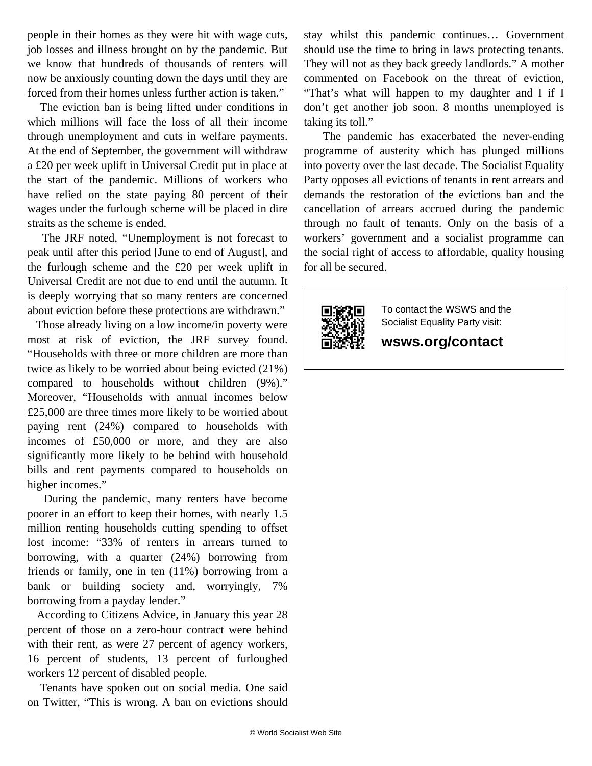people in their homes as they were hit with wage cuts, job losses and illness brought on by the pandemic. But we know that hundreds of thousands of renters will now be anxiously counting down the days until they are forced from their homes unless further action is taken."

The eviction ban is being lifted under conditions in which millions will face the loss of all their income through unemployment and cuts in welfare payments. At the end of September, the government will withdraw a £20 per week uplift in Universal Credit put in place at the start of the pandemic. Millions of workers who have relied on the state paying 80 percent of their wages under the furlough scheme will be placed in dire straits as the scheme is ended.

The JRF noted, "Unemployment is not forecast to peak until after this period [June to end of August], and the furlough scheme and the £20 per week uplift in Universal Credit are not due to end until the autumn. It is deeply worrying that so many renters are concerned about eviction before these protections are withdrawn."

Those already living on a low income/in poverty were most at risk of eviction, the JRF survey found. "Households with three or more children are more than twice as likely to be worried about being evicted (21%) compared to households without children (9%)." Moreover, "Households with annual incomes below £25,000 are three times more likely to be worried about paying rent (24%) compared to households with incomes of £50,000 or more, and they are also significantly more likely to be behind with household bills and rent payments compared to households on higher incomes."

During the pandemic, many renters have become poorer in an effort to keep their homes, with nearly 1.5 million renting households cutting spending to offset lost income: "33% of renters in arrears turned to borrowing, with a quarter (24%) borrowing from friends or family, one in ten (11%) borrowing from a bank or building society and, worryingly, 7% borrowing from a payday lender."

According to Citizens Advice, in January this year 28 percent of those on a zero-hour contract were behind with their rent, as were 27 percent of agency workers, 16 percent of students, 13 percent of furloughed workers 12 percent of disabled people.

Tenants have spoken out on social media. One said on Twitter, "This is wrong. A ban on evictions should stay whilst this pandemic continues… Government should use the time to bring in laws protecting tenants. They will not as they back greedy landlords." A mother commented on Facebook on the threat of eviction, "That's what will happen to my daughter and I if I don't get another job soon. 8 months unemployed is taking its toll."

The pandemic has exacerbated the never-ending programme of austerity which has plunged millions into poverty over the last decade. The Socialist Equality Party opposes all evictions of tenants in rent arrears and demands the restoration of the evictions ban and the cancellation of arrears accrued during the pandemic through no fault of tenants. Only on the basis of a workers' government and a socialist programme can the social right of access to affordable, quality housing for all be secured.

To contact the WSWS and the Socialist Equality Party visit:

**wsws.org/contact**